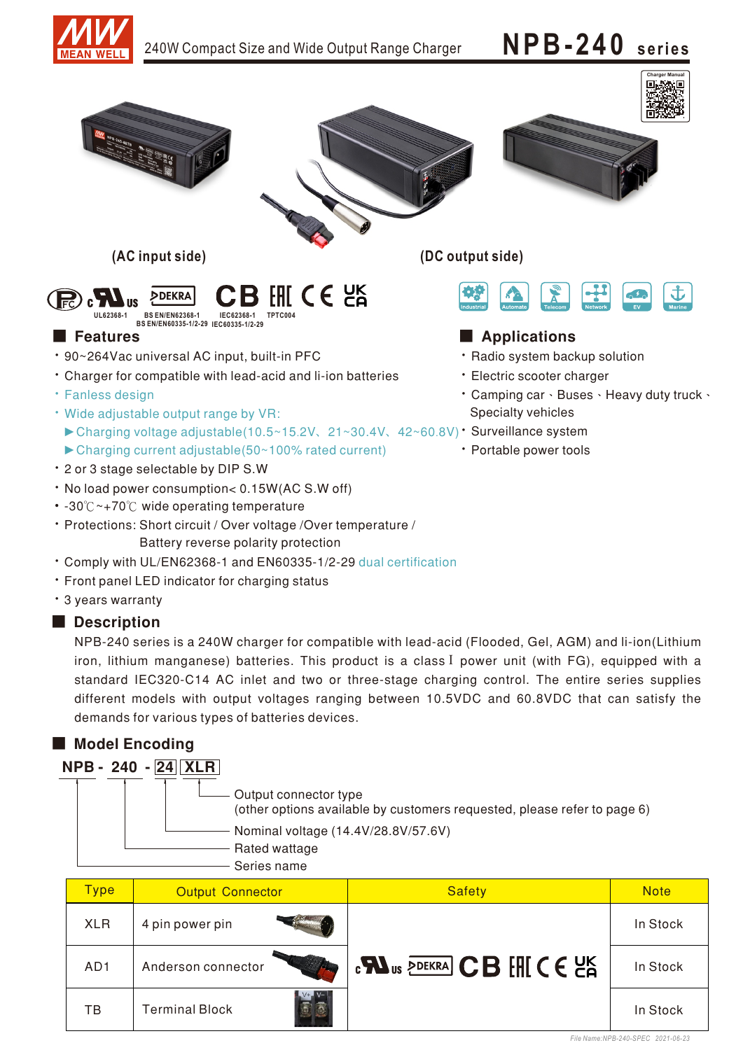# 240W Compact Size and Wide Output Range Charger

# NPB-240 series

(AC input side) (DC output side)

UL62368-1 BS EN/EN62368-1 BS EN/EN60335-1/2-29 IEC62368-1 IEC60335-1/2-29 TPTC004

Industrial Automate Telecom Network EV Marine

## Features

- 90~264Vac universal AC input, built-in PFC
- Charger for compatible with lead-acid and li-ion batteries
- Fanless design
- Wide adjustable output range by VR:
  - ▶Charging voltage adjustable(10.5~15.2V、21~30.4V、42~60.8V)
  - ▶Charging current adjustable(50~100% rated current)
- 2 or 3 stage selectable by DIP S.W
- No load power consumption< 0.15W(AC S.W off)
- -30℃~+70℃ wide operating temperature
- Protections: Short circuit / Over voltage /Over temperature / Battery reverse polarity protection
- Comply with UL/EN62368-1 and EN60335-1/2-29 dual certification
- Front panel LED indicator for charging status
- 3 years warranty

## Applications

- Radio system backup solution
- Electric scooter charger
- Camping car、Buses、Heavy duty truck、Specialty vehicles
- Surveillance system
- Portable power tools

## Description

NPB-240 series is a 240W charger for compatible with lead-acid (Flooded, Gel, AGM) and li-ion(Lithium iron, lithium manganese) batteries. This product is a class I power unit (with FG), equipped with a standard IEC320-C14 AC inlet and two or three-stage charging control. The entire series supplies different models with output voltages ranging between 10.5VDC and 60.8VDC that can satisfy the demands for various types of batteries devices.

## Model Encoding

**NPB - 240 - 24 XLR**

- XLR: Output connector type (other options available by customers requested, please refer to page 6)
- 24: Nominal voltage (14.4V/28.8V/57.6V)
- 240: Rated wattage
- NPB: Series name

| Type | Output Connector | Safety | Note |
|---|---|---|---|
| XLR | 4 pin power pin | cULus, DEKRA, CB, EAC, CE, UKCA | In Stock |
| AD1 | Anderson connector | | In Stock |
| TB | Terminal Block | | In Stock |

File Name:NPB-240-SPEC 2021-06-23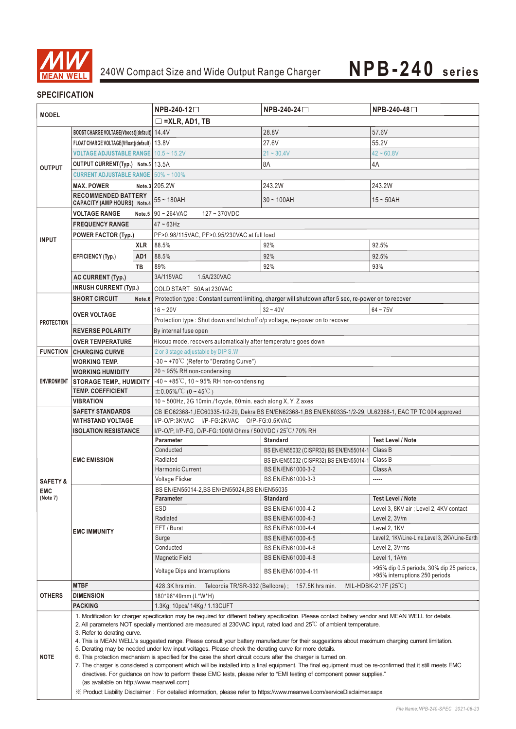# 240W Compact Size and Wide Output Range Charger — NPB-240 series

## SPECIFICATION

| MODEL | | | NPB-240-12☐ | NPB-240-24☐ | NPB-240-48☐ |
|---|---|---|---|---|---|
| | | | ☐ =XLR, AD1, TB | | |
| OUTPUT | BOOST CHARGE VOLTAGE(Vboost)(default) | | 14.4V | 28.8V | 57.6V |
| | FLOAT CHARGE VOLTAGE(Vfloat)(default) | | 13.8V | 27.6V | 55.2V |
| | VOLTAGE ADJUSTABLE RANGE | | 10.5 ~ 15.2V | 21 ~ 30.4V | 42 ~ 60.8V |
| | OUTPUT CURRENT(Typ.) Note.5 | | 13.5A | 8A | 4A |
| | CURRENT ADJUSTABLE RANGE | | 50% ~ 100% | | |
| | MAX. POWER Note.3 | | 205.2W | 243.2W | 243.2W |
| | RECOMMENDED BATTERY CAPACITY (AMP HOURS) Note.4 | | 55 ~ 180AH | 30 ~ 100AH | 15 ~ 50AH |
| INPUT | VOLTAGE RANGE Note.5 | | 90 ~ 264VAC 127 ~ 370VDC | | |
| | FREQUENCY RANGE | | 47 ~ 63Hz | | |
| | POWER FACTOR (Typ.) | | PF>0.98/115VAC, PF>0.95/230VAC at full load | | |
| | EFFICIENCY (Typ.) | XLR | 88.5% | 92% | 92.5% |
| | | AD1 | 88.5% | 92% | 92.5% |
| | | TB | 89% | 92% | 93% |
| | AC CURRENT (Typ.) | | 3A/115VAC 1.5A/230VAC | | |
| | INRUSH CURRENT (Typ.) | | COLD START 50A at 230VAC | | |
| PROTECTION | SHORT CIRCUIT Note.6 | | Protection type : Constant current limiting, charger will shutdown after 5 sec, re-power on to recover | | |
| | OVER VOLTAGE | | 16 ~ 20V | 32 ~ 40V | 64 ~ 75V |
| | | | Protection type : Shut down and latch off o/p voltage, re-power on to recover | | |
| | REVERSE POLARITY | | By internal fuse open | | |
| | OVER TEMPERATURE | | Hiccup mode, recovers automatically after temperature goes down | | |
| FUNCTION | CHARGING CURVE | | 2 or 3 stage adjustable by DIP S.W | | |
| ENVIRONMENT | WORKING TEMP. | | -30 ~ +70℃ (Refer to "Derating Curve") | | |
| | WORKING HUMIDITY | | 20 ~ 95% RH non-condensing | | |
| | STORAGE TEMP., HUMIDITY | | -40 ~ +85℃, 10 ~ 95% RH non-condensing | | |
| | TEMP. COEFFICIENT | | ±0.05%/℃ (0 ~ 45℃) | | |
| | VIBRATION | | 10 ~ 500Hz, 2G 10min./1cycle, 60min. each along X, Y, Z axes | | |
| SAFETY & EMC (Note 7) | SAFETY STANDARDS | | CB IEC62368-1,IEC60335-1/2-29, Dekra BS EN/EN62368-1,BS EN/EN60335-1/2-29, UL62368-1, EAC TP TC 004 approved | | |
| | WITHSTAND VOLTAGE | | I/P-O/P:3KVAC I/P-FG:2KVAC O/P-FG:0.5KVAC | | |
| | ISOLATION RESISTANCE | | I/P-O/P, I/P-FG, O/P-FG:100M Ohms / 500VDC / 25℃/ 70% RH | | |
| | EMC EMISSION | | **Parameter** | **Standard** | **Test Level / Note** |
| | | | Conducted | BS EN/EN55032 (CISPR32),BS EN/EN55014-1 | Class B |
| | | | Radiated | BS EN/EN55032 (CISPR32),BS EN/EN55014-1 | Class B |
| | | | Harmonic Current | BS EN/EN61000-3-2 | Class A |
| | | | Voltage Flicker | BS EN/EN61000-3-3 | ----- |
| | EMC IMMUNITY | | BS EN/EN55014-2,BS EN/EN55024,BS EN/EN55035 | | |
| | | | **Parameter** | **Standard** | **Test Level / Note** |
| | | | ESD | BS EN/EN61000-4-2 | Level 3, 8KV air ; Level 2, 4KV contact |
| | | | Radiated | BS EN/EN61000-4-3 | Level 2, 3V/m |
| | | | EFT / Burst | BS EN/EN61000-4-4 | Level 2, 1KV |
| | | | Surge | BS EN/EN61000-4-5 | Level 2, 1KV/Line-Line,Level 3, 2KV/Line-Earth |
| | | | Conducted | BS EN/EN61000-4-6 | Level 2, 3Vrms |
| | | | Magnetic Field | BS EN/EN61000-4-8 | Level 1, 1A/m |
| | | | Voltage Dips and Interruptions | BS EN/EN61000-4-11 | >95% dip 0.5 periods, 30% dip 25 periods, >95% interruptions 250 periods |
| OTHERS | MTBF | | 428.3K hrs min. Telcordia TR/SR-332 (Bellcore) ; 157.5K hrs min. MIL-HDBK-217F (25℃) | | |
| | DIMENSION | | 180\*96\*49mm (L\*W\*H) | | |
| | PACKING | | 1.3Kg; 10pcs/ 14Kg / 1.13CUFT | | |

**NOTE**

1. Modification for charger specification may be required for different battery specification. Please contact battery vendor and MEAN WELL for details.
2. All parameters NOT specially mentioned are measured at 230VAC input, rated load and 25℃ of ambient temperature.
3. Refer to derating curve.
4. This is MEAN WELL's suggested range. Please consult your battery manufacturer for their suggestions about maximum charging current limitation.
5. Derating may be needed under low input voltages. Please check the derating curve for more details.
6. This protection mechanism is specified for the case the short circuit occurs after the charger is turned on.
7. The charger is considered a component which will be installed into a final equipment. The final equipment must be re-confirmed that it still meets EMC directives. For guidance on how to perform these EMC tests, please refer to "EMI testing of component power supplies." (as available on http://www.meanwell.com)

※ Product Liability Disclaimer：For detailed information, please refer to https://www.meanwell.com/serviceDisclaimer.aspx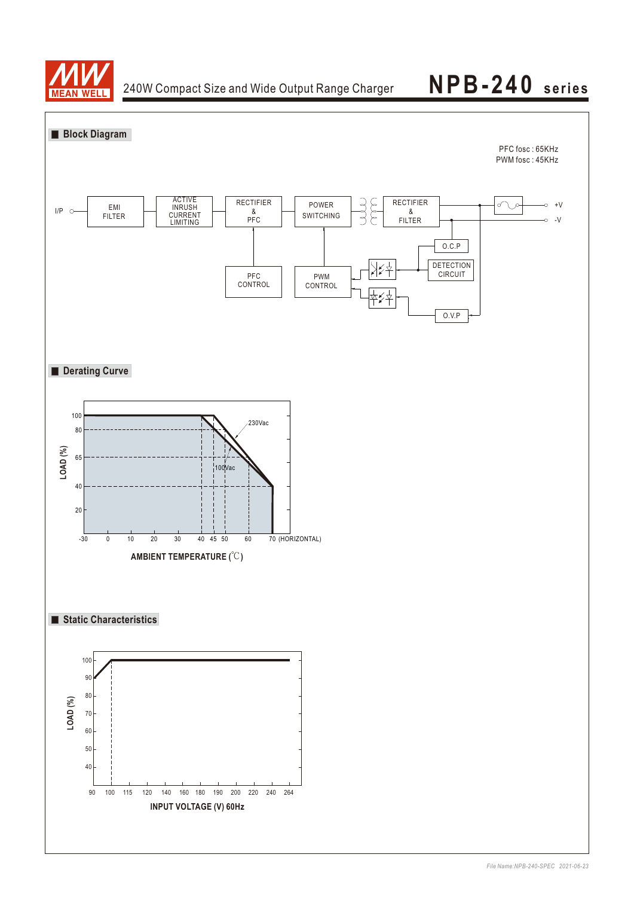## ■ Block Diagram

PFC fosc : 65KHz
PWM fosc : 45KHz

I/P — EMI FILTER — ACTIVE INRUSH CURRENT LIMITING — RECTIFIER & PFC — POWER SWITCHING — RECTIFIER & FILTER — +V / -V

PFC CONTROL

PWM CONTROL

O.C.P

DETECTION CIRCUIT

O.V.P

## ■ Derating Curve

LOAD (%)

100, 80, 65, 40, 20

230Vac

100Vac

-30, 0, 10, 20, 30, 40, 45, 50, 60, 70 (HORIZONTAL)

AMBIENT TEMPERATURE (℃)

## ■ Static Characteristics

LOAD (%)

100, 90, 80, 70, 60, 50, 40

90, 100, 115, 120, 140, 160, 180, 190, 200, 220, 240, 264

INPUT VOLTAGE (V) 60Hz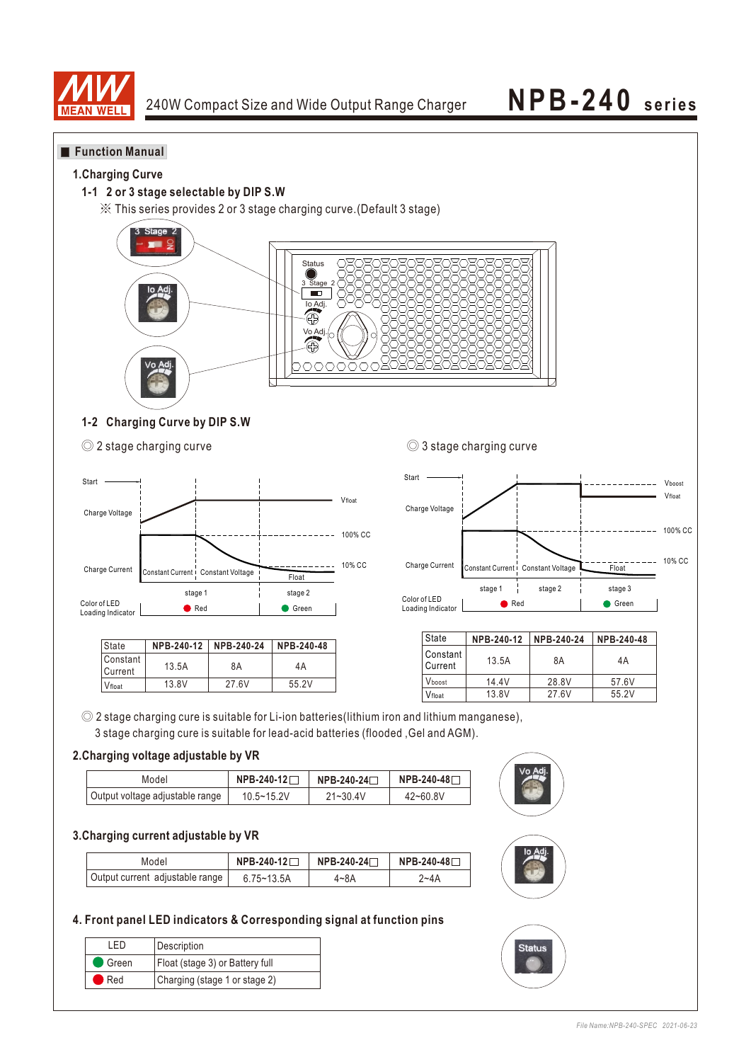## Function Manual

### 1.Charging Curve

#### 1-1 2 or 3 stage selectable by DIP S.W

※ This series provides 2 or 3 stage charging curve.(Default 3 stage)

#### 1-2 Charging Curve by DIP S.W

◎ 2 stage charging curve

| State | NPB-240-12 | NPB-240-24 | NPB-240-48 |
|---|---|---|---|
| Constant Current | 13.5A | 8A | 4A |
| $V_{float}$ | 13.8V | 27.6V | 55.2V |

◎ 3 stage charging curve

| State | NPB-240-12 | NPB-240-24 | NPB-240-48 |
|---|---|---|---|
| Constant Current | 13.5A | 8A | 4A |
| $V_{boost}$ | 14.4V | 28.8V | 57.6V |
| $V_{float}$ | 13.8V | 27.6V | 55.2V |

◎ 2 stage charging cure is suitable for Li-ion batteries(lithium iron and lithium manganese),
3 stage charging cure is suitable for lead-acid batteries (flooded ,Gel and AGM).

### 2.Charging voltage adjustable by VR

| Model | NPB-240-12☐ | NPB-240-24☐ | NPB-240-48☐ |
|---|---|---|---|
| Output voltage adjustable range | 10.5~15.2V | 21~30.4V | 42~60.8V |

### 3.Charging current adjustable by VR

| Model | NPB-240-12☐ | NPB-240-24☐ | NPB-240-48☐ |
|---|---|---|---|
| Output current adjustable range | 6.75~13.5A | 4~8A | 2~4A |

### 4. Front panel LED indicators & Corresponding signal at function pins

| LED | Description |
|---|---|
| Green | Float (stage 3) or Battery full |
| Red | Charging (stage 1 or stage 2) |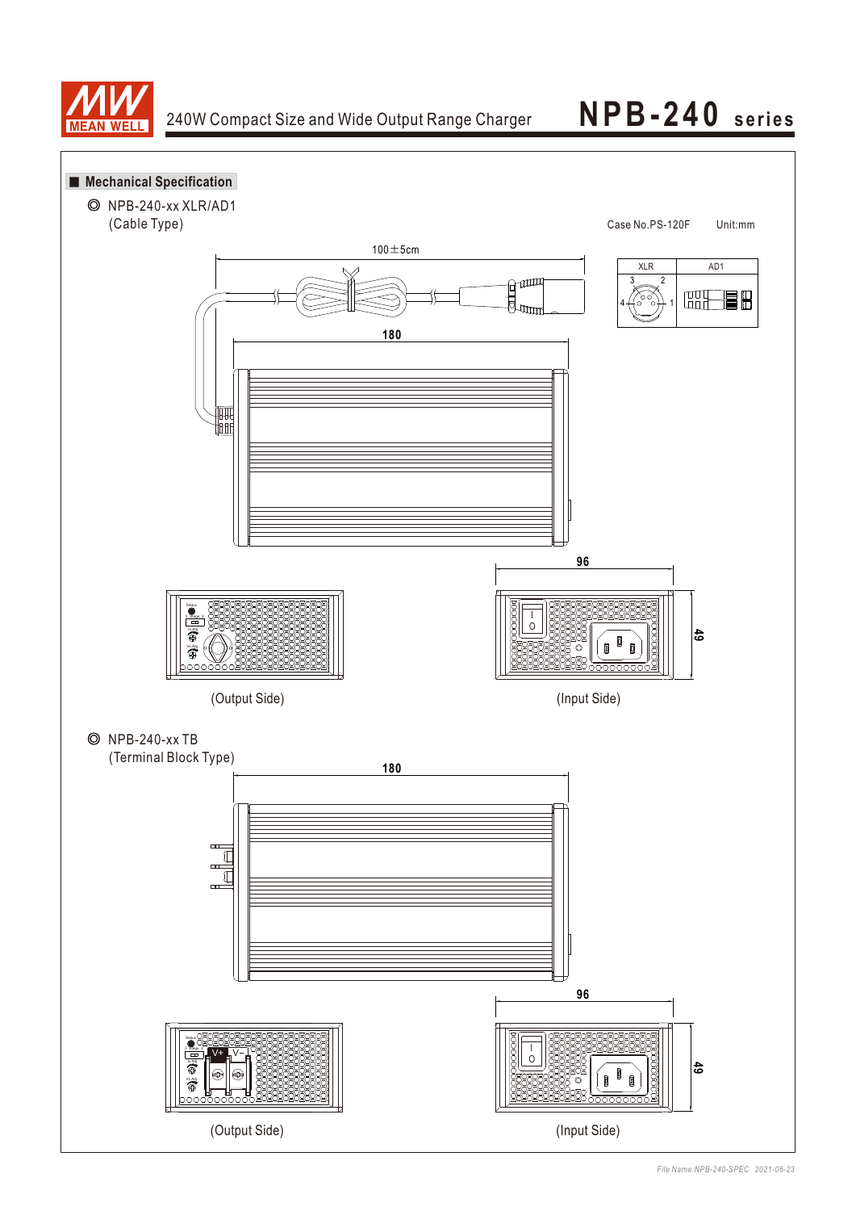## Mechanical Specification

◎ NPB-240-xx XLR/AD1
(Cable Type)

Case No.PS-120F Unit:mm

100±5cm

| XLR | AD1 |
|---|---|
| 3 2 4 1 | |

180

96

49

(Output Side)

(Input Side)

◎ NPB-240-xx TB
(Terminal Block Type)

180

96

49

(Output Side)

(Input Side)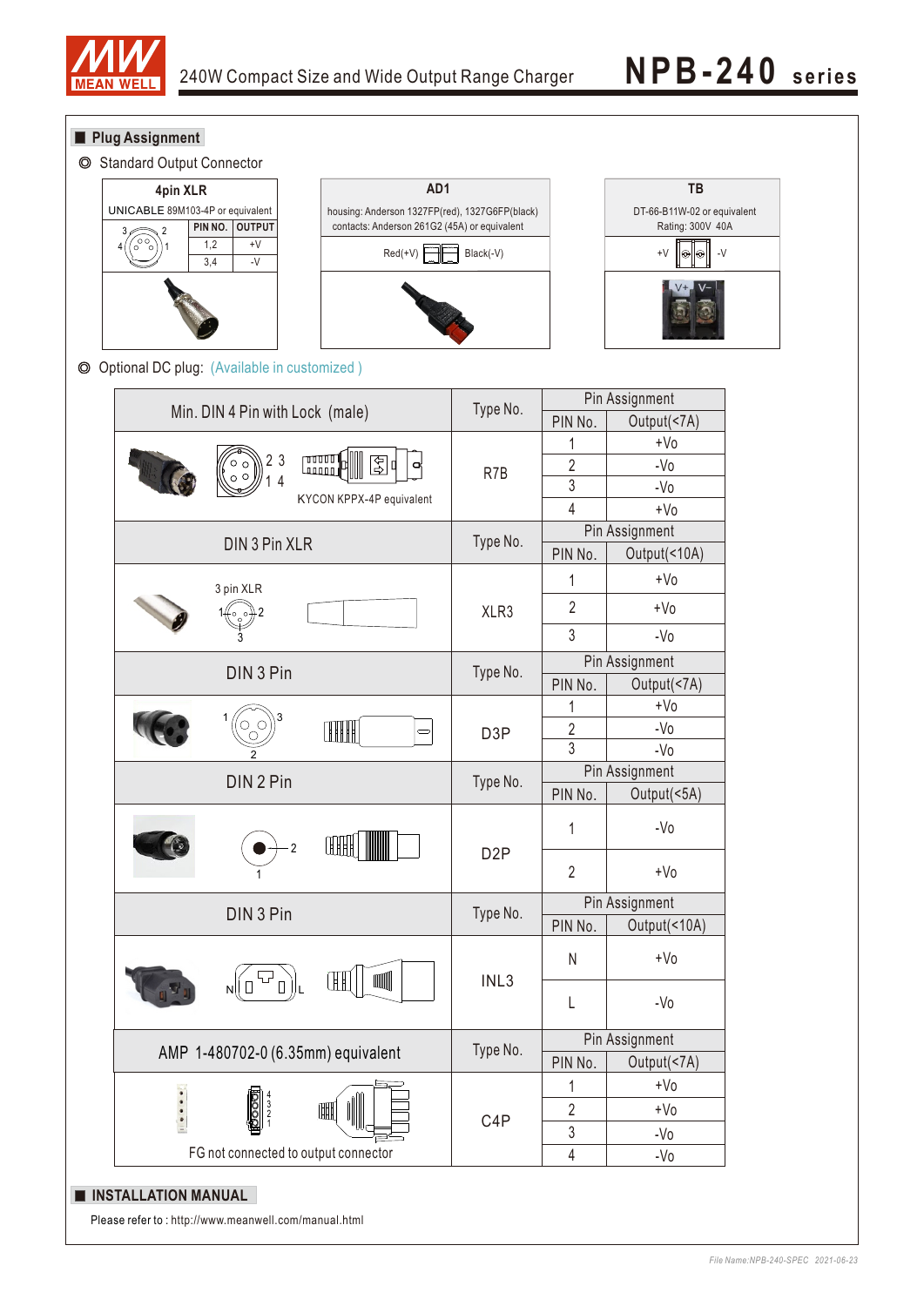## Plug Assignment

◎ Standard Output Connector

**4pin XLR**

UNICABLE 89M103-4P or equivalent

| PIN NO. | OUTPUT |
|---|---|
| 1,2 | +V |
| 3,4 | -V |

**AD1**

housing: Anderson 1327FP(red), 1327G6FP(black)
contacts: Anderson 261G2 (45A) or equivalent

Red(+V) Black(-V)

**TB**

DT-66-B11W-02 or equivalent
Rating: 300V 40A

+V -V

◎ Optional DC plug: (Available in customized )

| Min. DIN 4 Pin with Lock (male) | Type No. | PIN No. | Output(<7A) |
|---|---|---|---|
| KYCON KPPX-4P equivalent | R7B | 1 | +Vo |
| | | 2 | -Vo |
| | | 3 | -Vo |
| | | 4 | +Vo |

| DIN 3 Pin XLR | Type No. | PIN No. | Output(<10A) |
|---|---|---|---|
| 3 pin XLR | XLR3 | 1 | +Vo |
| | | 2 | +Vo |
| | | 3 | -Vo |

| DIN 3 Pin | Type No. | PIN No. | Output(<7A) |
|---|---|---|---|
| | D3P | 1 | +Vo |
| | | 2 | -Vo |
| | | 3 | -Vo |

| DIN 2 Pin | Type No. | PIN No. | Output(<5A) |
|---|---|---|---|
| | D2P | 1 | -Vo |
| | | 2 | +Vo |

| DIN 3 Pin | Type No. | PIN No. | Output(<10A) |
|---|---|---|---|
| | INL3 | N | +Vo |
| | | L | -Vo |

| AMP 1-480702-0 (6.35mm) equivalent | Type No. | PIN No. | Output(<7A) |
|---|---|---|---|
| FG not connected to output connector | C4P | 1 | +Vo |
| | | 2 | +Vo |
| | | 3 | -Vo |
| | | 4 | -Vo |

## INSTALLATION MANUAL

Please refer to : http://www.meanwell.com/manual.html